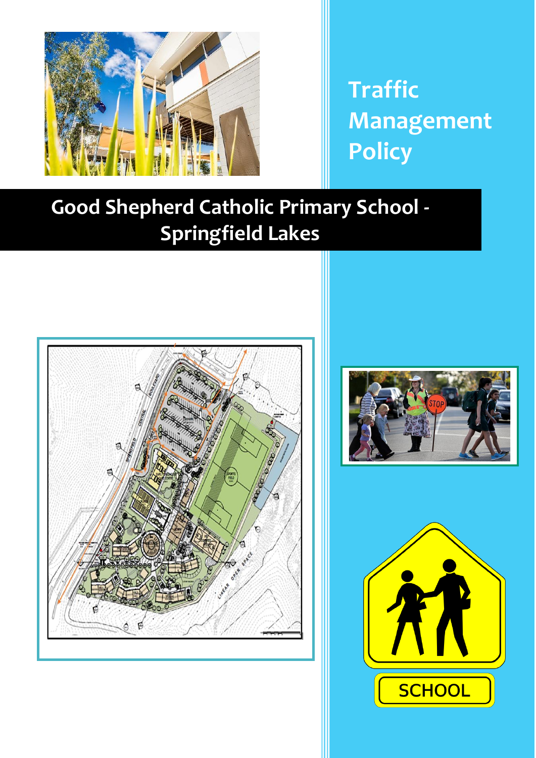# Traffic Management Policy

## Good Shepherd Catholic Primary School - Springfield Lakes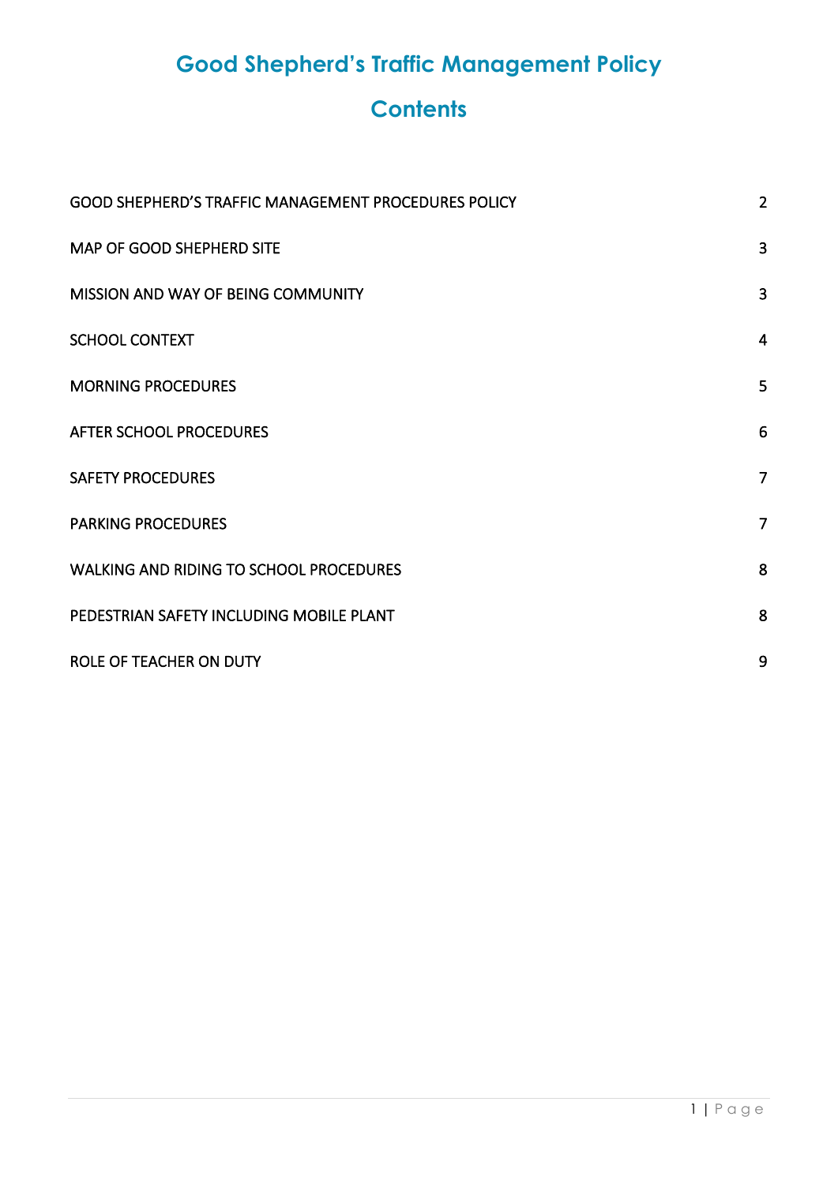# Good Shepherd's Traffic Management Policy

## Contents

| | |
|---|---|
| GOOD SHEPHERD'S TRAFFIC MANAGEMENT PROCEDURES POLICY | 2 |
| MAP OF GOOD SHEPHERD SITE | 3 |
| MISSION AND WAY OF BEING COMMUNITY | 3 |
| SCHOOL CONTEXT | 4 |
| MORNING PROCEDURES | 5 |
| AFTER SCHOOL PROCEDURES | 6 |
| SAFETY PROCEDURES | 7 |
| PARKING PROCEDURES | 7 |
| WALKING AND RIDING TO SCHOOL PROCEDURES | 8 |
| PEDESTRIAN SAFETY INCLUDING MOBILE PLANT | 8 |
| ROLE OF TEACHER ON DUTY | 9 |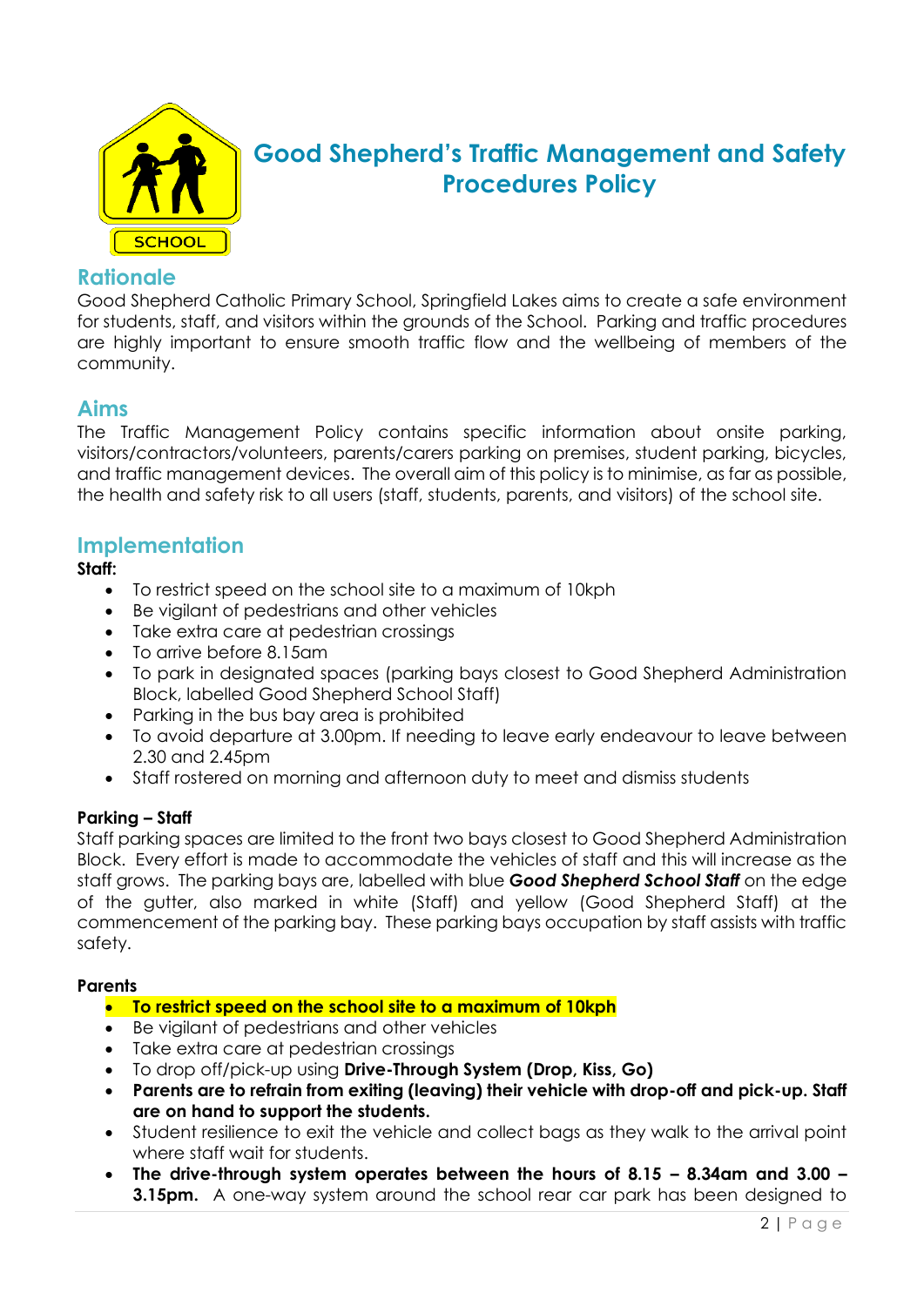# Good Shepherd's Traffic Management and Safety Procedures Policy

## Rationale

Good Shepherd Catholic Primary School, Springfield Lakes aims to create a safe environment for students, staff, and visitors within the grounds of the School. Parking and traffic procedures are highly important to ensure smooth traffic flow and the wellbeing of members of the community.

## Aims

The Traffic Management Policy contains specific information about onsite parking, visitors/contractors/volunteers, parents/carers parking on premises, student parking, bicycles, and traffic management devices. The overall aim of this policy is to minimise, as far as possible, the health and safety risk to all users (staff, students, parents, and visitors) of the school site.

## Implementation

**Staff:**

- To restrict speed on the school site to a maximum of 10kph
- Be vigilant of pedestrians and other vehicles
- Take extra care at pedestrian crossings
- To arrive before 8.15am
- To park in designated spaces (parking bays closest to Good Shepherd Administration Block, labelled Good Shepherd School Staff)
- Parking in the bus bay area is prohibited
- To avoid departure at 3.00pm. If needing to leave early endeavour to leave between 2.30 and 2.45pm
- Staff rostered on morning and afternoon duty to meet and dismiss students

**Parking – Staff**

Staff parking spaces are limited to the front two bays closest to Good Shepherd Administration Block. Every effort is made to accommodate the vehicles of staff and this will increase as the staff grows. The parking bays are, labelled with blue ***Good Shepherd School Staff*** on the edge of the gutter, also marked in white (Staff) and yellow (Good Shepherd Staff) at the commencement of the parking bay. These parking bays occupation by staff assists with traffic safety.

**Parents**

- **To restrict speed on the school site to a maximum of 10kph**
- Be vigilant of pedestrians and other vehicles
- Take extra care at pedestrian crossings
- To drop off/pick-up using **Drive-Through System (Drop, Kiss, Go)**
- **Parents are to refrain from exiting (leaving) their vehicle with drop-off and pick-up. Staff are on hand to support the students.**
- Student resilience to exit the vehicle and collect bags as they walk to the arrival point where staff wait for students.
- **The drive-through system operates between the hours of 8.15 – 8.34am and 3.00 – 3.15pm.** A one-way system around the school rear car park has been designed to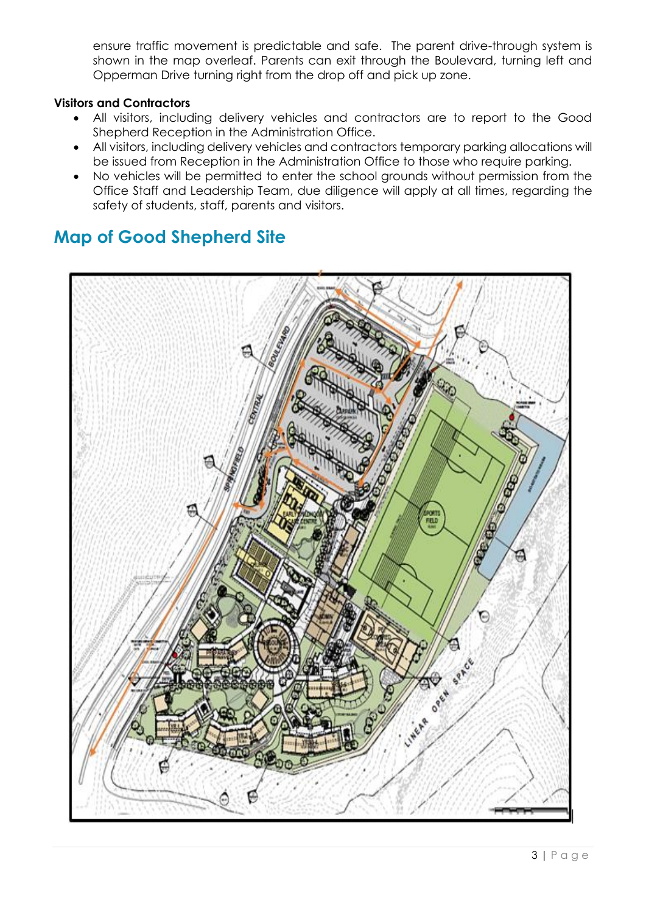ensure traffic movement is predictable and safe. The parent drive-through system is shown in the map overleaf. Parents can exit through the Boulevard, turning left and Opperman Drive turning right from the drop off and pick up zone.

**Visitors and Contractors**

- All visitors, including delivery vehicles and contractors are to report to the Good Shepherd Reception in the Administration Office.
- All visitors, including delivery vehicles and contractors temporary parking allocations will be issued from Reception in the Administration Office to those who require parking.
- No vehicles will be permitted to enter the school grounds without permission from the Office Staff and Leadership Team, due diligence will apply at all times, regarding the safety of students, staff, parents and visitors.

## Map of Good Shepherd Site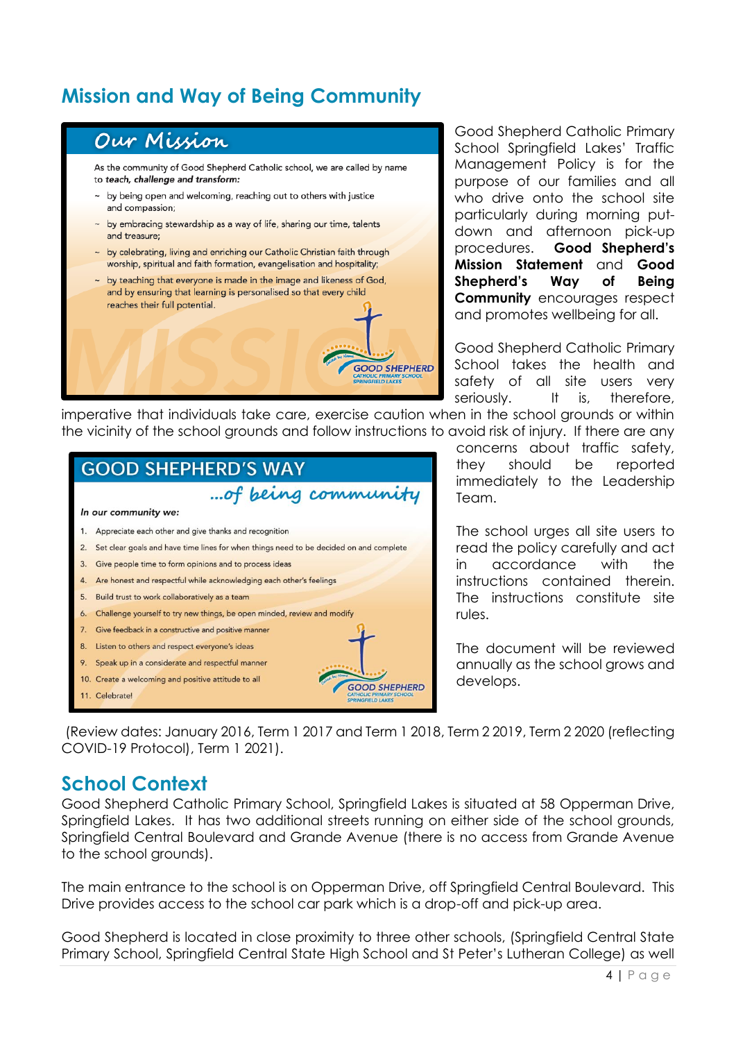## Mission and Way of Being Community

### Our Mission

As the community of Good Shepherd Catholic school, we are called by name to ***teach, challenge and transform:***

- by being open and welcoming, reaching out to others with justice and compassion;
- by embracing stewardship as a way of life, sharing our time, talents and treasure;
- by celebrating, living and enriching our Catholic Christian faith through worship, spiritual and faith formation, evangelisation and hospitality;
- by teaching that everyone is made in the image and likeness of God, and by ensuring that learning is personalised so that every child reaches their full potential.

Good Shepherd Catholic Primary School Springfield Lakes' Traffic Management Policy is for the purpose of our families and all who drive onto the school site particularly during morning put-down and afternoon pick-up procedures. **Good Shepherd's Mission Statement** and **Good Shepherd's Way of Being Community** encourages respect and promotes wellbeing for all.

Good Shepherd Catholic Primary School takes the health and safety of all site users very seriously. It is, therefore, imperative that individuals take care, exercise caution when in the school grounds or within the vicinity of the school grounds and follow instructions to avoid risk of injury. If there are any concerns about traffic safety, they should be reported immediately to the Leadership Team.

### GOOD SHEPHERD'S WAY ...of being community

*In our community we:*

1. Appreciate each other and give thanks and recognition
2. Set clear goals and have time lines for when things need to be decided on and complete
3. Give people time to form opinions and to process ideas
4. Are honest and respectful while acknowledging each other's feelings
5. Build trust to work collaboratively as a team
6. Challenge yourself to try new things, be open minded, review and modify
7. Give feedback in a constructive and positive manner
8. Listen to others and respect everyone's ideas
9. Speak up in a considerate and respectful manner
10. Create a welcoming and positive attitude to all
11. Celebrate!

The school urges all site users to read the policy carefully and act in accordance with the instructions contained therein. The instructions constitute site rules.

The document will be reviewed annually as the school grows and develops.

(Review dates: January 2016, Term 1 2017 and Term 1 2018, Term 2 2019, Term 2 2020 (reflecting COVID-19 Protocol), Term 1 2021).

## School Context

Good Shepherd Catholic Primary School, Springfield Lakes is situated at 58 Opperman Drive, Springfield Lakes. It has two additional streets running on either side of the school grounds, Springfield Central Boulevard and Grande Avenue (there is no access from Grande Avenue to the school grounds).

The main entrance to the school is on Opperman Drive, off Springfield Central Boulevard. This Drive provides access to the school car park which is a drop-off and pick-up area.

Good Shepherd is located in close proximity to three other schools, (Springfield Central State Primary School, Springfield Central State High School and St Peter's Lutheran College) as well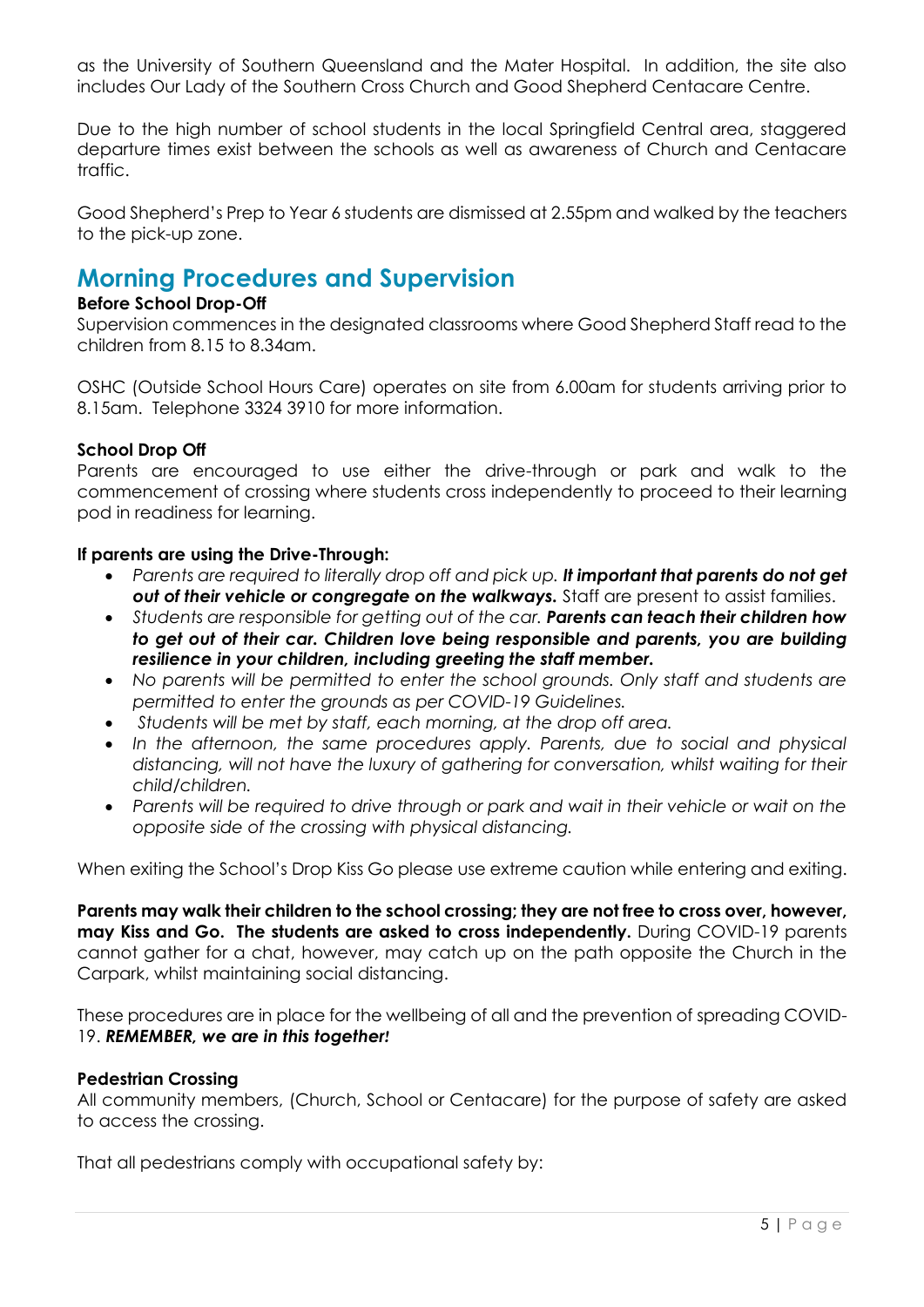as the University of Southern Queensland and the Mater Hospital. In addition, the site also includes Our Lady of the Southern Cross Church and Good Shepherd Centacare Centre.

Due to the high number of school students in the local Springfield Central area, staggered departure times exist between the schools as well as awareness of Church and Centacare traffic.

Good Shepherd's Prep to Year 6 students are dismissed at 2.55pm and walked by the teachers to the pick-up zone.

## Morning Procedures and Supervision

**Before School Drop-Off**

Supervision commences in the designated classrooms where Good Shepherd Staff read to the children from 8.15 to 8.34am.

OSHC (Outside School Hours Care) operates on site from 6.00am for students arriving prior to 8.15am. Telephone 3324 3910 for more information.

**School Drop Off**

Parents are encouraged to use either the drive-through or park and walk to the commencement of crossing where students cross independently to proceed to their learning pod in readiness for learning.

**If parents are using the Drive-Through:**

- *Parents are required to literally drop off and pick up.* ***It important that parents do not get out of their vehicle or congregate on the walkways.*** Staff are present to assist families.
- *Students are responsible for getting out of the car.* ***Parents can teach their children how to get out of their car. Children love being responsible and parents, you are building resilience in your children, including greeting the staff member.***
- *No parents will be permitted to enter the school grounds. Only staff and students are permitted to enter the grounds as per COVID-19 Guidelines.*
- *Students will be met by staff, each morning, at the drop off area.*
- *In the afternoon, the same procedures apply. Parents, due to social and physical distancing, will not have the luxury of gathering for conversation, whilst waiting for their child/children.*
- *Parents will be required to drive through or park and wait in their vehicle or wait on the opposite side of the crossing with physical distancing.*

When exiting the School's Drop Kiss Go please use extreme caution while entering and exiting.

**Parents may walk their children to the school crossing; they are not free to cross over, however, may Kiss and Go. The students are asked to cross independently.** During COVID-19 parents cannot gather for a chat, however, may catch up on the path opposite the Church in the Carpark, whilst maintaining social distancing.

These procedures are in place for the wellbeing of all and the prevention of spreading COVID-19. ***REMEMBER, we are in this together!***

**Pedestrian Crossing**

All community members, (Church, School or Centacare) for the purpose of safety are asked to access the crossing.

That all pedestrians comply with occupational safety by: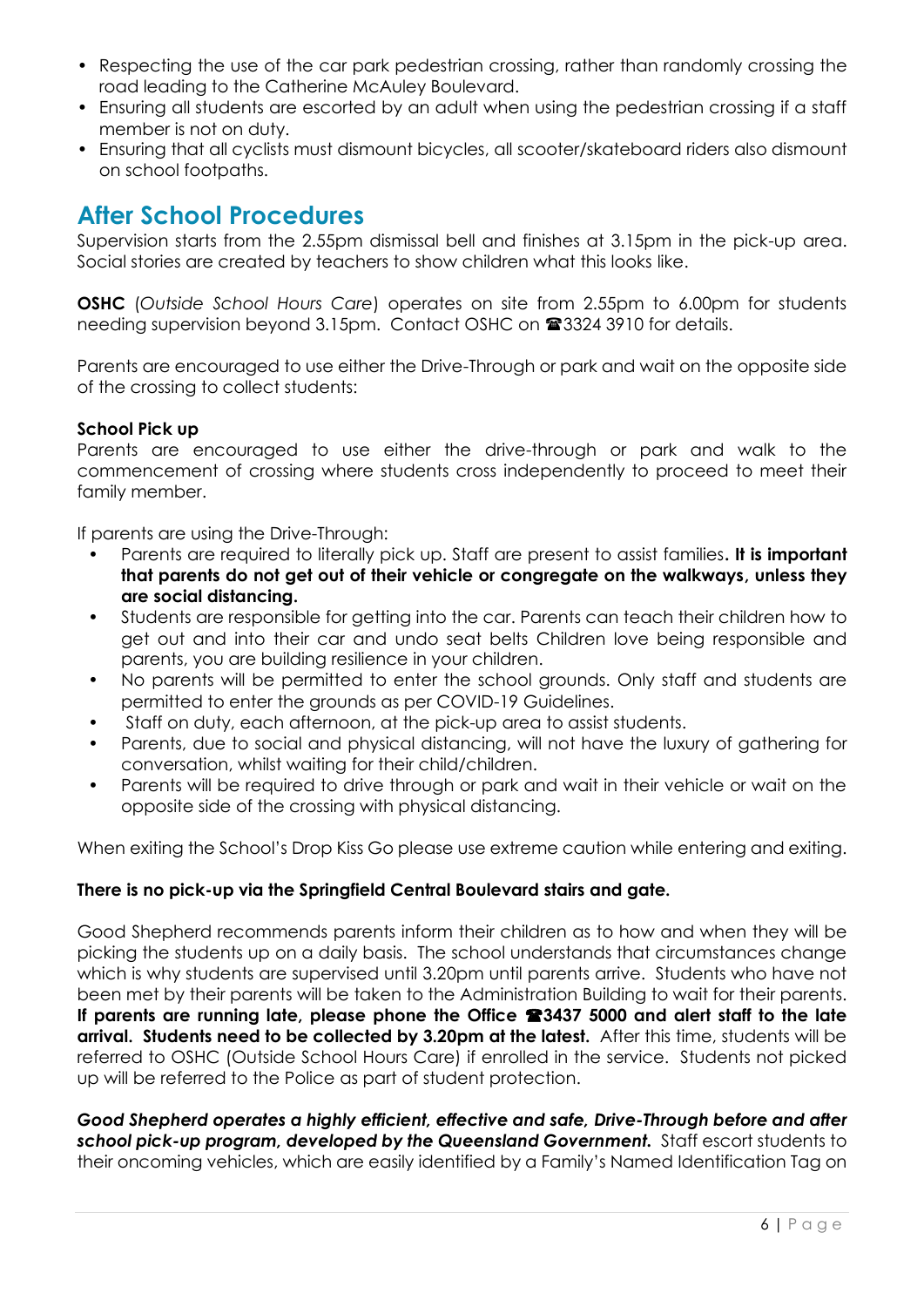- Respecting the use of the car park pedestrian crossing, rather than randomly crossing the road leading to the Catherine McAuley Boulevard.
- Ensuring all students are escorted by an adult when using the pedestrian crossing if a staff member is not on duty.
- Ensuring that all cyclists must dismount bicycles, all scooter/skateboard riders also dismount on school footpaths.

## After School Procedures

Supervision starts from the 2.55pm dismissal bell and finishes at 3.15pm in the pick-up area. Social stories are created by teachers to show children what this looks like.

**OSHC** (*Outside School Hours Care*) operates on site from 2.55pm to 6.00pm for students needing supervision beyond 3.15pm. Contact OSHC on ☎3324 3910 for details.

Parents are encouraged to use either the Drive-Through or park and wait on the opposite side of the crossing to collect students:

**School Pick up**

Parents are encouraged to use either the drive-through or park and walk to the commencement of crossing where students cross independently to proceed to meet their family member.

If parents are using the Drive-Through:

- Parents are required to literally pick up. Staff are present to assist families**. It is important that parents do not get out of their vehicle or congregate on the walkways, unless they are social distancing.**
- Students are responsible for getting into the car. Parents can teach their children how to get out and into their car and undo seat belts Children love being responsible and parents, you are building resilience in your children.
- No parents will be permitted to enter the school grounds. Only staff and students are permitted to enter the grounds as per COVID-19 Guidelines.
- Staff on duty, each afternoon, at the pick-up area to assist students.
- Parents, due to social and physical distancing, will not have the luxury of gathering for conversation, whilst waiting for their child/children.
- Parents will be required to drive through or park and wait in their vehicle or wait on the opposite side of the crossing with physical distancing.

When exiting the School's Drop Kiss Go please use extreme caution while entering and exiting.

**There is no pick-up via the Springfield Central Boulevard stairs and gate.**

Good Shepherd recommends parents inform their children as to how and when they will be picking the students up on a daily basis. The school understands that circumstances change which is why students are supervised until 3.20pm until parents arrive. Students who have not been met by their parents will be taken to the Administration Building to wait for their parents. **If parents are running late, please phone the Office ☎3437 5000 and alert staff to the late arrival. Students need to be collected by 3.20pm at the latest.** After this time, students will be referred to OSHC (Outside School Hours Care) if enrolled in the service. Students not picked up will be referred to the Police as part of student protection.

***Good Shepherd operates a highly efficient, effective and safe, Drive-Through before and after school pick-up program, developed by the Queensland Government.*** Staff escort students to their oncoming vehicles, which are easily identified by a Family's Named Identification Tag on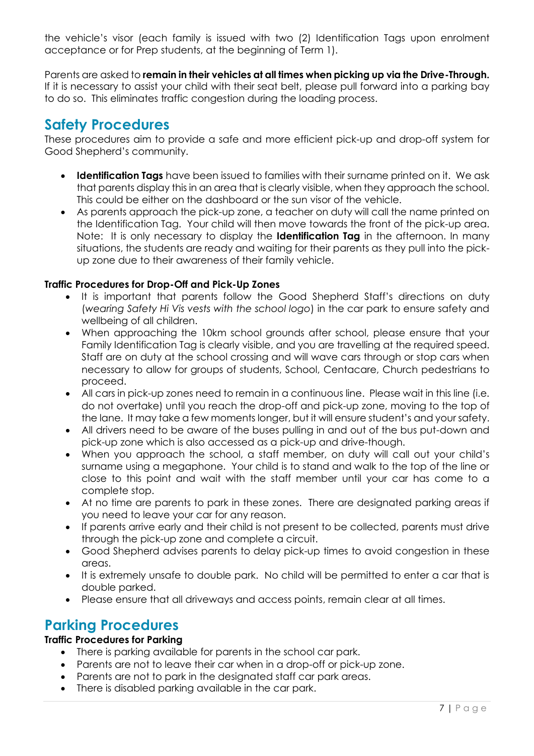the vehicle's visor (each family is issued with two (2) Identification Tags upon enrolment acceptance or for Prep students, at the beginning of Term 1).

Parents are asked to **remain in their vehicles at all times when picking up via the Drive-Through.** If it is necessary to assist your child with their seat belt, please pull forward into a parking bay to do so. This eliminates traffic congestion during the loading process.

## Safety Procedures

These procedures aim to provide a safe and more efficient pick-up and drop-off system for Good Shepherd's community.

- **Identification Tags** have been issued to families with their surname printed on it. We ask that parents display this in an area that is clearly visible, when they approach the school. This could be either on the dashboard or the sun visor of the vehicle.
- As parents approach the pick-up zone, a teacher on duty will call the name printed on the Identification Tag. Your child will then move towards the front of the pick-up area. Note: It is only necessary to display the **Identification Tag** in the afternoon. In many situations, the students are ready and waiting for their parents as they pull into the pick-up zone due to their awareness of their family vehicle.

**Traffic Procedures for Drop-Off and Pick-Up Zones**

- It is important that parents follow the Good Shepherd Staff's directions on duty (*wearing Safety Hi Vis vests with the school logo*) in the car park to ensure safety and wellbeing of all children.
- When approaching the 10km school grounds after school, please ensure that your Family Identification Tag is clearly visible, and you are travelling at the required speed. Staff are on duty at the school crossing and will wave cars through or stop cars when necessary to allow for groups of students, School, Centacare, Church pedestrians to proceed.
- All cars in pick-up zones need to remain in a continuous line. Please wait in this line (i.e. do not overtake) until you reach the drop-off and pick-up zone, moving to the top of the lane. It may take a few moments longer, but it will ensure student's and your safety.
- All drivers need to be aware of the buses pulling in and out of the bus put-down and pick-up zone which is also accessed as a pick-up and drive-though.
- When you approach the school, a staff member, on duty will call out your child's surname using a megaphone. Your child is to stand and walk to the top of the line or close to this point and wait with the staff member until your car has come to a complete stop.
- At no time are parents to park in these zones. There are designated parking areas if you need to leave your car for any reason.
- If parents arrive early and their child is not present to be collected, parents must drive through the pick-up zone and complete a circuit.
- Good Shepherd advises parents to delay pick-up times to avoid congestion in these areas.
- It is extremely unsafe to double park. No child will be permitted to enter a car that is double parked.
- Please ensure that all driveways and access points, remain clear at all times.

## Parking Procedures

**Traffic Procedures for Parking**

- There is parking available for parents in the school car park.
- Parents are not to leave their car when in a drop-off or pick-up zone.
- Parents are not to park in the designated staff car park areas.
- There is disabled parking available in the car park.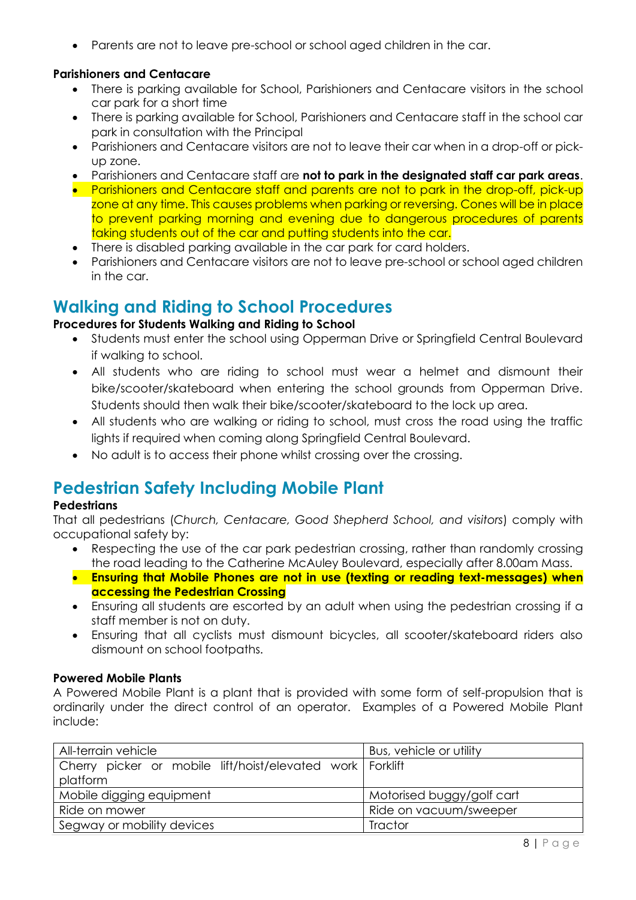- Parents are not to leave pre-school or school aged children in the car.

**Parishioners and Centacare**

- There is parking available for School, Parishioners and Centacare visitors in the school car park for a short time
- There is parking available for School, Parishioners and Centacare staff in the school car park in consultation with the Principal
- Parishioners and Centacare visitors are not to leave their car when in a drop-off or pick-up zone.
- Parishioners and Centacare staff are **not to park in the designated staff car park areas**.
- Parishioners and Centacare staff and parents are not to park in the drop-off, pick-up zone at any time. This causes problems when parking or reversing. Cones will be in place to prevent parking morning and evening due to dangerous procedures of parents taking students out of the car and putting students into the car.
- There is disabled parking available in the car park for card holders.
- Parishioners and Centacare visitors are not to leave pre-school or school aged children in the car.

## Walking and Riding to School Procedures

**Procedures for Students Walking and Riding to School**

- Students must enter the school using Opperman Drive or Springfield Central Boulevard if walking to school.
- All students who are riding to school must wear a helmet and dismount their bike/scooter/skateboard when entering the school grounds from Opperman Drive. Students should then walk their bike/scooter/skateboard to the lock up area.
- All students who are walking or riding to school, must cross the road using the traffic lights if required when coming along Springfield Central Boulevard.
- No adult is to access their phone whilst crossing over the crossing.

## Pedestrian Safety Including Mobile Plant

**Pedestrians**

That all pedestrians (*Church, Centacare, Good Shepherd School, and visitors*) comply with occupational safety by:

- Respecting the use of the car park pedestrian crossing, rather than randomly crossing the road leading to the Catherine McAuley Boulevard, especially after 8.00am Mass.
- **Ensuring that Mobile Phones are not in use (texting or reading text-messages) when accessing the Pedestrian Crossing**
- Ensuring all students are escorted by an adult when using the pedestrian crossing if a staff member is not on duty.
- Ensuring that all cyclists must dismount bicycles, all scooter/skateboard riders also dismount on school footpaths.

**Powered Mobile Plants**

A Powered Mobile Plant is a plant that is provided with some form of self-propulsion that is ordinarily under the direct control of an operator. Examples of a Powered Mobile Plant include:

| | |
|---|---|
| All-terrain vehicle | Bus, vehicle or utility |
| Cherry picker or mobile lift/hoist/elevated work platform | Forklift |
| Mobile digging equipment | Motorised buggy/golf cart |
| Ride on mower | Ride on vacuum/sweeper |
| Segway or mobility devices | Tractor |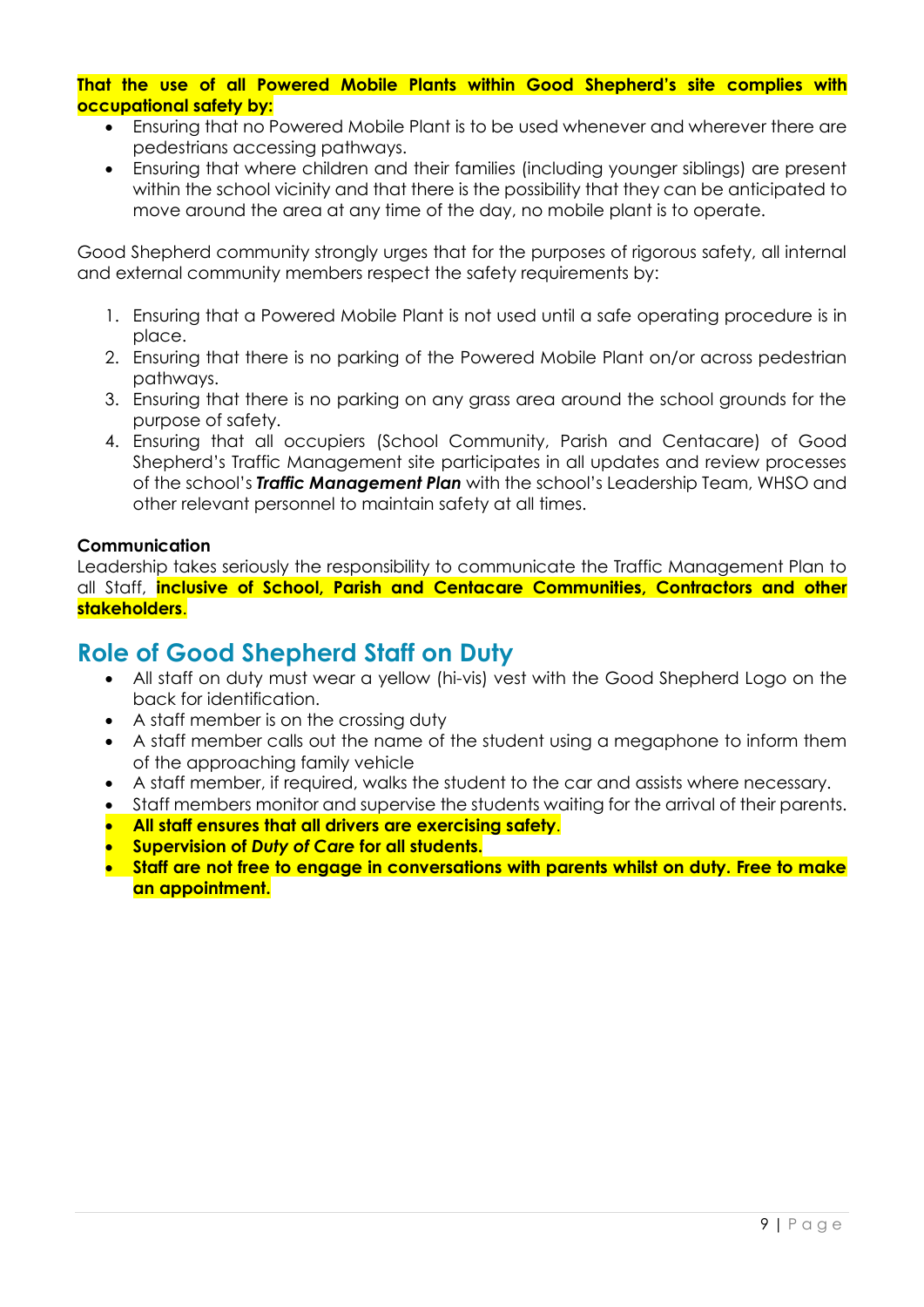**That the use of all Powered Mobile Plants within Good Shepherd's site complies with occupational safety by:**

- Ensuring that no Powered Mobile Plant is to be used whenever and wherever there are pedestrians accessing pathways.
- Ensuring that where children and their families (including younger siblings) are present within the school vicinity and that there is the possibility that they can be anticipated to move around the area at any time of the day, no mobile plant is to operate.

Good Shepherd community strongly urges that for the purposes of rigorous safety, all internal and external community members respect the safety requirements by:

1. Ensuring that a Powered Mobile Plant is not used until a safe operating procedure is in place.
2. Ensuring that there is no parking of the Powered Mobile Plant on/or across pedestrian pathways.
3. Ensuring that there is no parking on any grass area around the school grounds for the purpose of safety.
4. Ensuring that all occupiers (School Community, Parish and Centacare) of Good Shepherd's Traffic Management site participates in all updates and review processes of the school's ***Traffic Management Plan*** with the school's Leadership Team, WHSO and other relevant personnel to maintain safety at all times.

**Communication**

Leadership takes seriously the responsibility to communicate the Traffic Management Plan to all Staff, **inclusive of School, Parish and Centacare Communities, Contractors and other stakeholders**.

## Role of Good Shepherd Staff on Duty

- All staff on duty must wear a yellow (hi-vis) vest with the Good Shepherd Logo on the back for identification.
- A staff member is on the crossing duty
- A staff member calls out the name of the student using a megaphone to inform them of the approaching family vehicle
- A staff member, if required, walks the student to the car and assists where necessary.
- Staff members monitor and supervise the students waiting for the arrival of their parents.
- **All staff ensures that all drivers are exercising safety**.
- **Supervision of *Duty of Care* for all students.**
- **Staff are not free to engage in conversations with parents whilst on duty. Free to make an appointment.**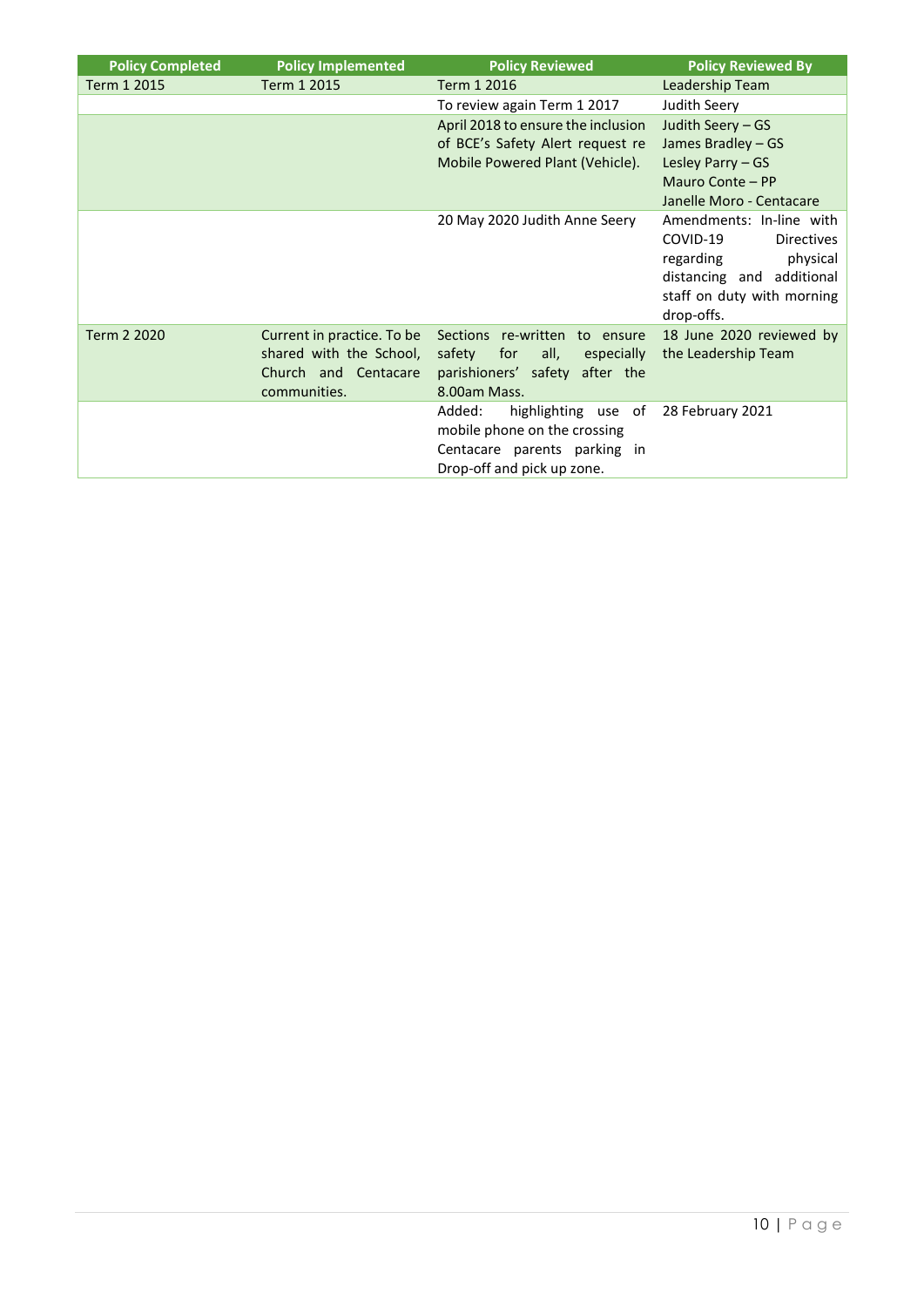| Policy Completed | Policy Implemented | Policy Reviewed | Policy Reviewed By |
|---|---|---|---|
| Term 1 2015 | Term 1 2015 | Term 1 2016 | Leadership Team |
| | | To review again Term 1 2017 | Judith Seery |
| | | April 2018 to ensure the inclusion of BCE's Safety Alert request re Mobile Powered Plant (Vehicle). | Judith Seery – GS<br>James Bradley – GS<br>Lesley Parry – GS<br>Mauro Conte – PP<br>Janelle Moro - Centacare |
| | | 20 May 2020 Judith Anne Seery | Amendments: In-line with COVID-19 Directives regarding physical distancing and additional staff on duty with morning drop-offs. |
| Term 2 2020 | Current in practice. To be shared with the School, Church and Centacare communities. | Sections re-written to ensure safety for all, especially parishioners' safety after the 8.00am Mass. | 18 June 2020 reviewed by the Leadership Team |
| | | Added: highlighting use of mobile phone on the crossing Centacare parents parking in Drop-off and pick up zone. | 28 February 2021 |